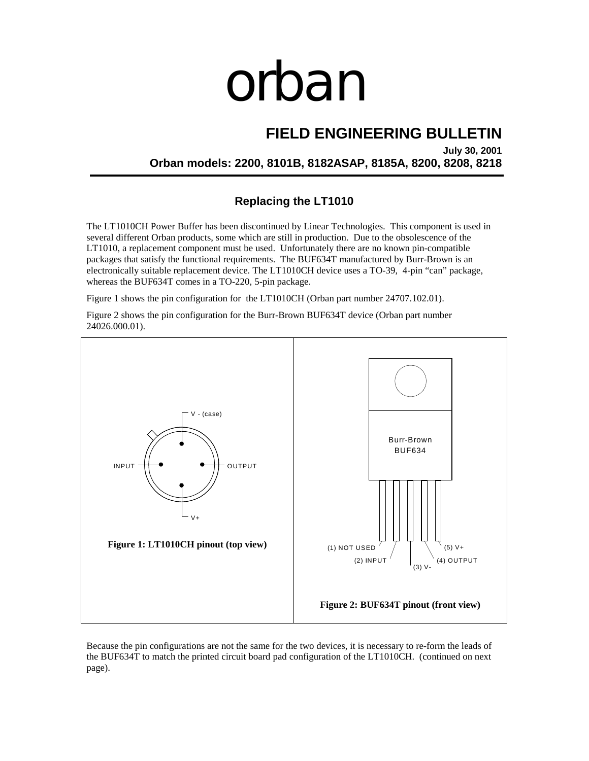# orban

## FIELD ENGINEERING BULLETIN

**July 30, 2001**

**Orban models: 2200, 8101B, 8182ASAP, 8185A, 8200, 8208, 8218**

### Replacing the LT1010

The LT1010CH Power Buffer has been discontinued by Linear Technologies. This component is used in several different Orban products, some which are still in production. Due to the obsolescence of the LT1010, a replacement component must be used. Unfortunately there are no known pin-compatible packages that satisfy the functional requirements. The BUF634T manufactured by Burr-Brown is an electronically suitable replacement device. The LT1010CH device uses a TO-39, 4-pin "can" package, whereas the BUF634T comes in a TO-220, 5-pin package.

Figure 1 shows the pin configuration for the LT1010CH (Orban part number 24707.102.01).

Figure 2 shows the pin configuration for the Burr-Brown BUF634T device (Orban part number 24026.000.01).

V - (case)

INPUT OUTPUT

V+

**Figure 1: LT1010CH pinout (top view)**

Burr-Brown
BUF634

(1) NOT USED (2) INPUT (3) V- (4) OUTPUT (5) V+

**Figure 2: BUF634T pinout (front view)**

Because the pin configurations are not the same for the two devices, it is necessary to re-form the leads of the BUF634T to match the printed circuit board pad configuration of the LT1010CH. (continued on next page).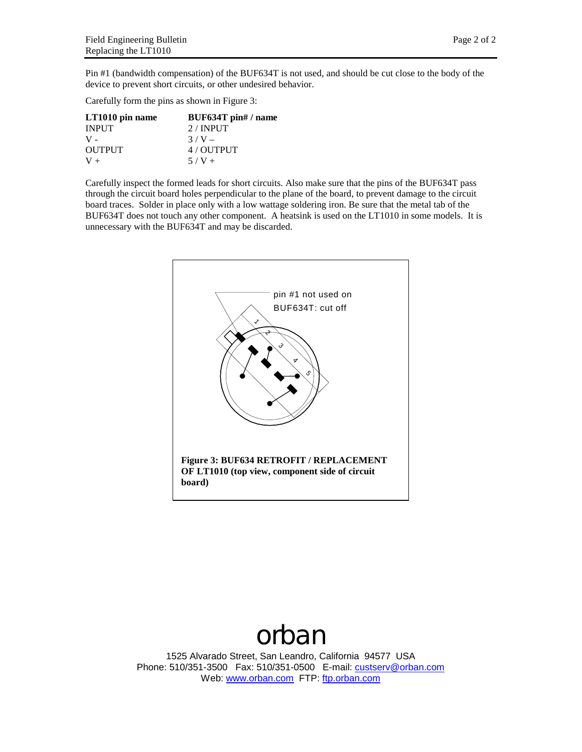Pin #1 (bandwidth compensation) of the BUF634T is not used, and should be cut close to the body of the device to prevent short circuits, or other undesired behavior.

Carefully form the pins as shown in Figure 3:

| LT1010 pin name | BUF634T pin# / name |
|---|---|
| INPUT | 2 / INPUT |
| V - | 3 / V – |
| OUTPUT | 4 / OUTPUT |
| V + | 5 / V + |

Carefully inspect the formed leads for short circuits. Also make sure that the pins of the BUF634T pass through the circuit board holes perpendicular to the plane of the board, to prevent damage to the circuit board traces. Solder in place only with a low wattage soldering iron. Be sure that the metal tab of the BUF634T does not touch any other component. A heatsink is used on the LT1010 in some models. It is unnecessary with the BUF634T and may be discarded.

pin #1 not used on
BUF634T: cut off

1
2
3
4
5

**Figure 3: BUF634 RETROFIT / REPLACEMENT OF LT1010 (top view, component side of circuit board)**

orban

1525 Alvarado Street, San Leandro, California 94577 USA
Phone: 510/351-3500 Fax: 510/351-0500 E-mail: custserv@orban.com
Web: www.orban.com FTP: ftp.orban.com